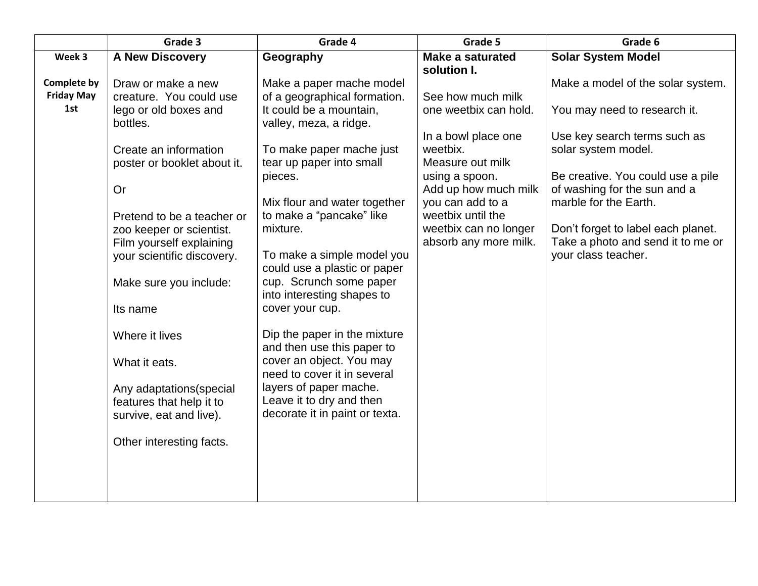| | Grade 3 | Grade 4 | Grade 5 | Grade 6 |
|---|---|---|---|---|
| **Week 3**<br><br>**Complete by Friday May 1st** | **A New Discovery**<br><br>Draw or make a new creature. You could use lego or old boxes and bottles.<br><br>Create an information poster or booklet about it.<br><br>Or<br><br>Pretend to be a teacher or zoo keeper or scientist. Film yourself explaining your scientific discovery.<br><br>Make sure you include:<br><br>Its name<br><br>Where it lives<br><br>What it eats.<br><br>Any adaptations(special features that help it to survive, eat and live).<br><br>Other interesting facts. | **Geography**<br><br>Make a paper mache model of a geographical formation. It could be a mountain, valley, meza, a ridge.<br><br>To make paper mache just tear up paper into small pieces.<br><br>Mix flour and water together to make a "pancake" like mixture.<br><br>To make a simple model you could use a plastic or paper cup. Scrunch some paper into interesting shapes to cover your cup.<br><br>Dip the paper in the mixture and then use this paper to cover an object. You may need to cover it in several layers of paper mache. Leave it to dry and then decorate it in paint or texta. | **Make a saturated solution I.**<br><br>See how much milk one weetbix can hold.<br><br>In a bowl place one weetbix.<br>Measure out milk using a spoon.<br>Add up how much milk you can add to a weetbix until the weetbix can no longer absorb any more milk. | **Solar System Model**<br><br>Make a model of the solar system.<br><br>You may need to research it.<br><br>Use key search terms such as solar system model.<br><br>Be creative. You could use a pile of washing for the sun and a marble for the Earth.<br><br>Don't forget to label each planet. Take a photo and send it to me or your class teacher. |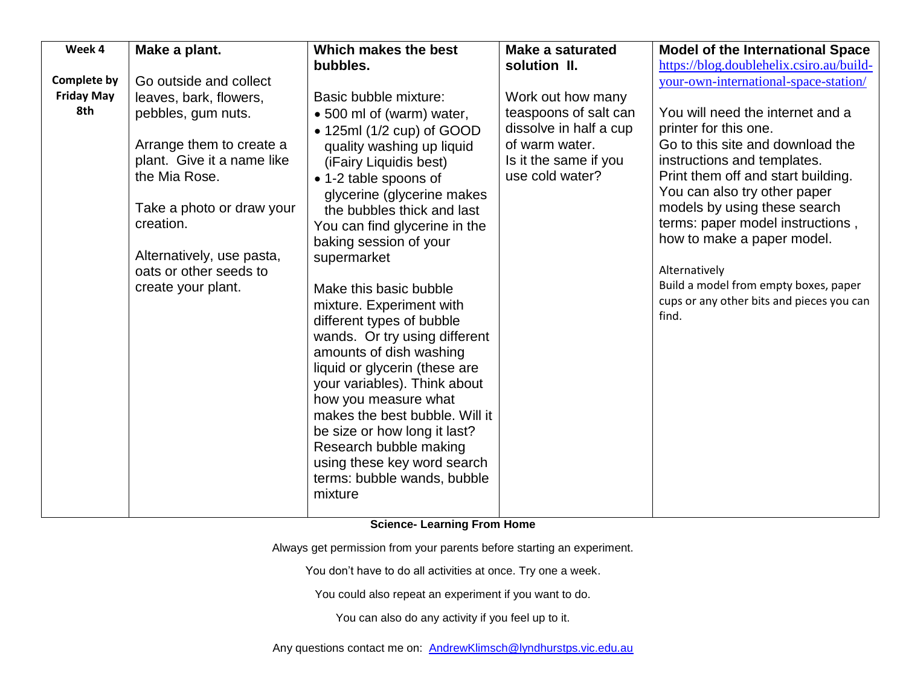| | | | | |
|---|---|---|---|---|
| **Week 4**<br><br>**Complete by Friday May 8th** | **Make a plant.**<br><br>Go outside and collect leaves, bark, flowers, pebbles, gum nuts.<br><br>Arrange them to create a plant. Give it a name like the Mia Rose.<br><br>Take a photo or draw your creation.<br><br>Alternatively, use pasta, oats or other seeds to create your plant. | **Which makes the best bubbles.**<br><br>Basic bubble mixture:<br>• 500 ml of (warm) water,<br>• 125ml (1/2 cup) of GOOD quality washing up liquid (iFairy Liquidis best)<br>• 1-2 table spoons of glycerine (glycerine makes the bubbles thick and last<br>You can find glycerine in the baking session of your supermarket<br><br>Make this basic bubble mixture. Experiment with different types of bubble wands. Or try using different amounts of dish washing liquid or glycerin (these are your variables). Think about how you measure what makes the best bubble. Will it be size or how long it last? Research bubble making using these key word search terms: bubble wands, bubble mixture | **Make a saturated solution II.**<br><br>Work out how many teaspoons of salt can dissolve in half a cup of warm water.<br>Is it the same if you use cold water? | **Model of the International Space**<br>https://blog.doublehelix.csiro.au/build-your-own-international-space-station/<br><br>You will need the internet and a printer for this one.<br>Go to this site and download the instructions and templates.<br>Print them off and start building. You can also try other paper models by using these search terms: paper model instructions , how to make a paper model.<br><br>Alternatively<br>Build a model from empty boxes, paper cups or any other bits and pieces you can find. |

**Science- Learning From Home**

Always get permission from your parents before starting an experiment.

You don't have to do all activities at once. Try one a week.

You could also repeat an experiment if you want to do.

You can also do any activity if you feel up to it.

Any questions contact me on: AndrewKlimsch@lyndhurstps.vic.edu.au